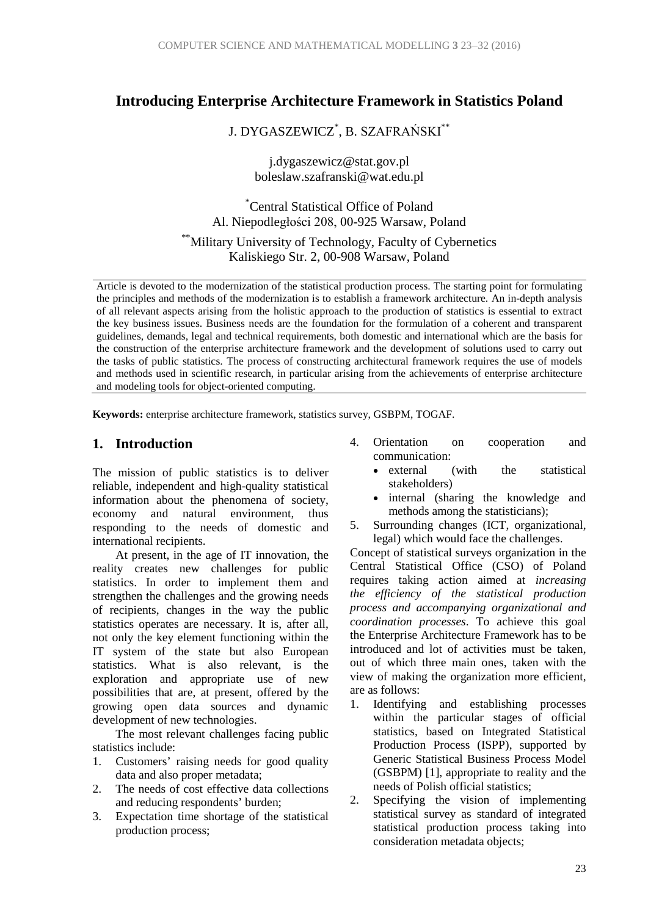# Introducing Enterprise Architecture Framework in Statistics Poland

J. DYGASZEWICZ[*], B. SZAFRAŃSKI[**]

j.dygaszewicz@stat.gov.pl
boleslaw.szafranski@wat.edu.pl

[*]Central Statistical Office of Poland
Al. Niepodległości 208, 00-925 Warsaw, Poland

[**]Military University of Technology, Faculty of Cybernetics
Kaliskiego Str. 2, 00-908 Warsaw, Poland

Article is devoted to the modernization of the statistical production process. The starting point for formulating the principles and methods of the modernization is to establish a framework architecture. An in-depth analysis of all relevant aspects arising from the holistic approach to the production of statistics is essential to extract the key business issues. Business needs are the foundation for the formulation of a coherent and transparent guidelines, demands, legal and technical requirements, both domestic and international which are the basis for the construction of the enterprise architecture framework and the development of solutions used to carry out the tasks of public statistics. The process of constructing architectural framework requires the use of models and methods used in scientific research, in particular arising from the achievements of enterprise architecture and modeling tools for object-oriented computing.

**Keywords:** enterprise architecture framework, statistics survey, GSBPM, TOGAF.

## 1. Introduction

The mission of public statistics is to deliver reliable, independent and high-quality statistical information about the phenomena of society, economy and natural environment, thus responding to the needs of domestic and international recipients.

At present, in the age of IT innovation, the reality creates new challenges for public statistics. In order to implement them and strengthen the challenges and the growing needs of recipients, changes in the way the public statistics operates are necessary. It is, after all, not only the key element functioning within the IT system of the state but also European statistics. What is also relevant, is the exploration and appropriate use of new possibilities that are, at present, offered by the growing open data sources and dynamic development of new technologies.

The most relevant challenges facing public statistics include:

1. Customers' raising needs for good quality data and also proper metadata;
2. The needs of cost effective data collections and reducing respondents' burden;
3. Expectation time shortage of the statistical production process;
4. Orientation on cooperation and communication:
   - external (with the statistical stakeholders)
   - internal (sharing the knowledge and methods among the statisticians);
5. Surrounding changes (ICT, organizational, legal) which would face the challenges.

Concept of statistical surveys organization in the Central Statistical Office (CSO) of Poland requires taking action aimed at *increasing the efficiency of the statistical production process and accompanying organizational and coordination processes*. To achieve this goal the Enterprise Architecture Framework has to be introduced and lot of activities must be taken, out of which three main ones, taken with the view of making the organization more efficient, are as follows:

1. Identifying and establishing processes within the particular stages of official statistics, based on Integrated Statistical Production Process (ISPP), supported by Generic Statistical Business Process Model (GSBPM) [1], appropriate to reality and the needs of Polish official statistics;
2. Specifying the vision of implementing statistical survey as standard of integrated statistical production process taking into consideration metadata objects;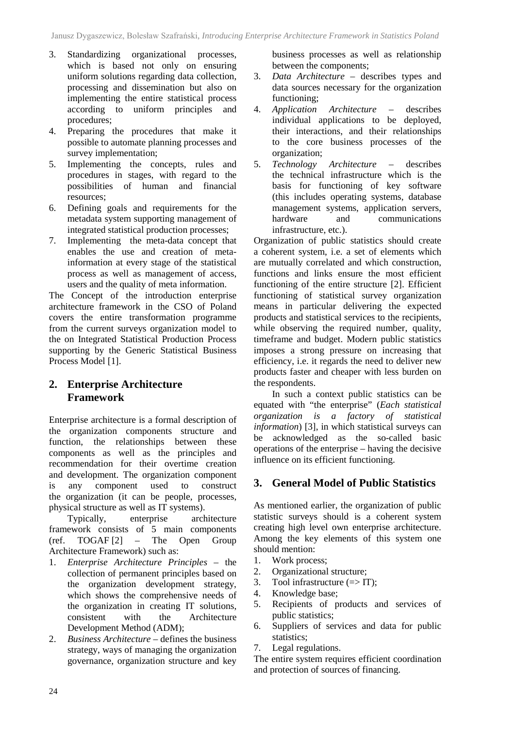3. Standardizing organizational processes, which is based not only on ensuring uniform solutions regarding data collection, processing and dissemination but also on implementing the entire statistical process according to uniform principles and procedures;
4. Preparing the procedures that make it possible to automate planning processes and survey implementation;
5. Implementing the concepts, rules and procedures in stages, with regard to the possibilities of human and financial resources;
6. Defining goals and requirements for the metadata system supporting management of integrated statistical production processes;
7. Implementing the meta-data concept that enables the use and creation of meta-information at every stage of the statistical process as well as management of access, users and the quality of meta information.

The Concept of the introduction enterprise architecture framework in the CSO of Poland covers the entire transformation programme from the current surveys organization model to the on Integrated Statistical Production Process supporting by the Generic Statistical Business Process Model [1].

## 2. Enterprise Architecture Framework

Enterprise architecture is a formal description of the organization components structure and function, the relationships between these components as well as the principles and recommendation for their overtime creation and development. The organization component is any component used to construct the organization (it can be people, processes, physical structure as well as IT systems).

Typically, enterprise architecture framework consists of 5 main components (ref. TOGAF [2] – The Open Group Architecture Framework) such as:

1. *Enterprise Architecture Principles* – the collection of permanent principles based on the organization development strategy, which shows the comprehensive needs of the organization in creating IT solutions, consistent with the Architecture Development Method (ADM);
2. *Business Architecture* – defines the business strategy, ways of managing the organization governance, organization structure and key business processes as well as relationship between the components;
3. *Data Architecture* – describes types and data sources necessary for the organization functioning;
4. *Application Architecture* – describes individual applications to be deployed, their interactions, and their relationships to the core business processes of the organization;
5. *Technology Architecture* – describes the technical infrastructure which is the basis for functioning of key software (this includes operating systems, database management systems, application servers, hardware and communications infrastructure, etc.).

Organization of public statistics should create a coherent system, i.e. a set of elements which are mutually correlated and which construction, functions and links ensure the most efficient functioning of the entire structure [2]. Efficient functioning of statistical survey organization means in particular delivering the expected products and statistical services to the recipients, while observing the required number, quality, timeframe and budget. Modern public statistics imposes a strong pressure on increasing that efficiency, i.e. it regards the need to deliver new products faster and cheaper with less burden on the respondents.

In such a context public statistics can be equated with "the enterprise" (*Each statistical organization is a factory of statistical information*) [3], in which statistical surveys can be acknowledged as the so-called basic operations of the enterprise – having the decisive influence on its efficient functioning.

## 3. General Model of Public Statistics

As mentioned earlier, the organization of public statistic surveys should is a coherent system creating high level own enterprise architecture. Among the key elements of this system one should mention:

1. Work process;
2. Organizational structure;
3. Tool infrastructure (=> IT);
4. Knowledge base;
5. Recipients of products and services of public statistics;
6. Suppliers of services and data for public statistics;
7. Legal regulations.

The entire system requires efficient coordination and protection of sources of financing.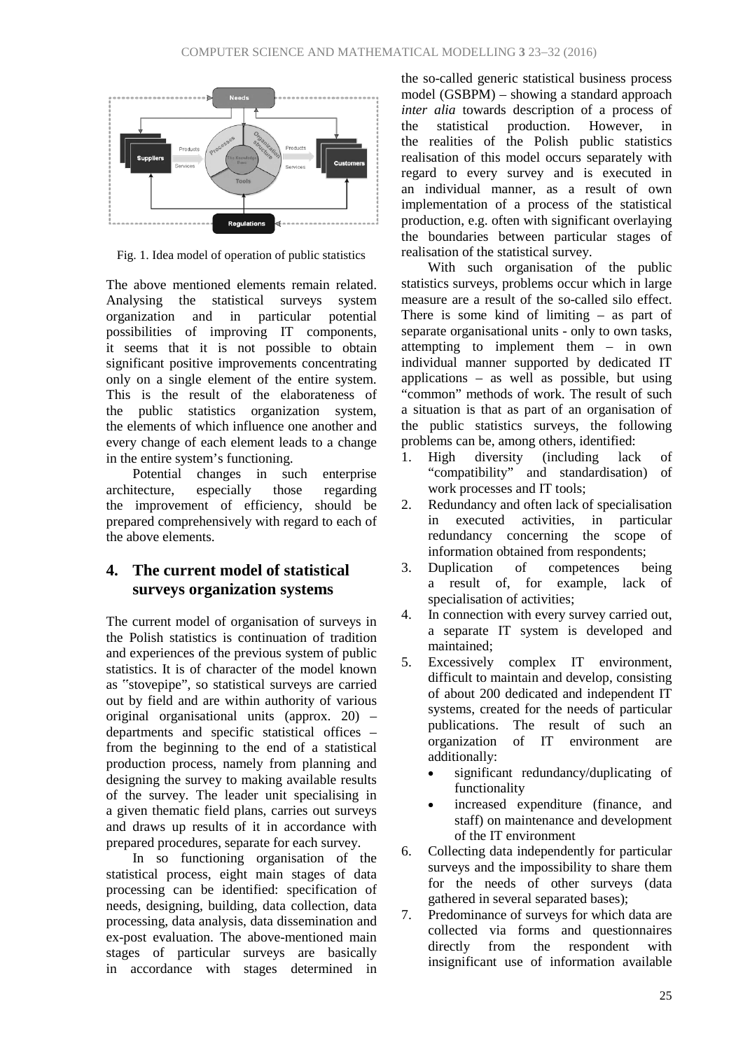Fig. 1. Idea model of operation of public statistics

The above mentioned elements remain related. Analysing the statistical surveys system organization and in particular potential possibilities of improving IT components, it seems that it is not possible to obtain significant positive improvements concentrating only on a single element of the entire system. This is the result of the elaborateness of the public statistics organization system, the elements of which influence one another and every change of each element leads to a change in the entire system's functioning.

Potential changes in such enterprise architecture, especially those regarding the improvement of efficiency, should be prepared comprehensively with regard to each of the above elements.

## 4. The current model of statistical surveys organization systems

The current model of organisation of surveys in the Polish statistics is continuation of tradition and experiences of the previous system of public statistics. It is of character of the model known as "stovepipe", so statistical surveys are carried out by field and are within authority of various original organisational units (approx. 20) – departments and specific statistical offices – from the beginning to the end of a statistical production process, namely from planning and designing the survey to making available results of the survey. The leader unit specialising in a given thematic field plans, carries out surveys and draws up results of it in accordance with prepared procedures, separate for each survey.

In so functioning organisation of the statistical process, eight main stages of data processing can be identified: specification of needs, designing, building, data collection, data processing, data analysis, data dissemination and ex-post evaluation. The above-mentioned main stages of particular surveys are basically in accordance with stages determined in the so-called generic statistical business process model (GSBPM) – showing a standard approach *inter alia* towards description of a process of the statistical production. However, in the realities of the Polish public statistics realisation of this model occurs separately with regard to every survey and is executed in an individual manner, as a result of own implementation of a process of the statistical production, e.g. often with significant overlaying the boundaries between particular stages of realisation of the statistical survey.

With such organisation of the public statistics surveys, problems occur which in large measure are a result of the so-called silo effect. There is some kind of limiting – as part of separate organisational units - only to own tasks, attempting to implement them – in own individual manner supported by dedicated IT applications – as well as possible, but using "common" methods of work. The result of such a situation is that as part of an organisation of the public statistics surveys, the following problems can be, among others, identified:

1. High diversity (including lack of "compatibility" and standardisation) of work processes and IT tools;
2. Redundancy and often lack of specialisation in executed activities, in particular redundancy concerning the scope of information obtained from respondents;
3. Duplication of competences being a result of, for example, lack of specialisation of activities;
4. In connection with every survey carried out, a separate IT system is developed and maintained;
5. Excessively complex IT environment, difficult to maintain and develop, consisting of about 200 dedicated and independent IT systems, created for the needs of particular publications. The result of such an organization of IT environment are additionally:
   - significant redundancy/duplicating of functionality
   - increased expenditure (finance, and staff) on maintenance and development of the IT environment
6. Collecting data independently for particular surveys and the impossibility to share them for the needs of other surveys (data gathered in several separated bases);
7. Predominance of surveys for which data are collected via forms and questionnaires directly from the respondent with insignificant use of information available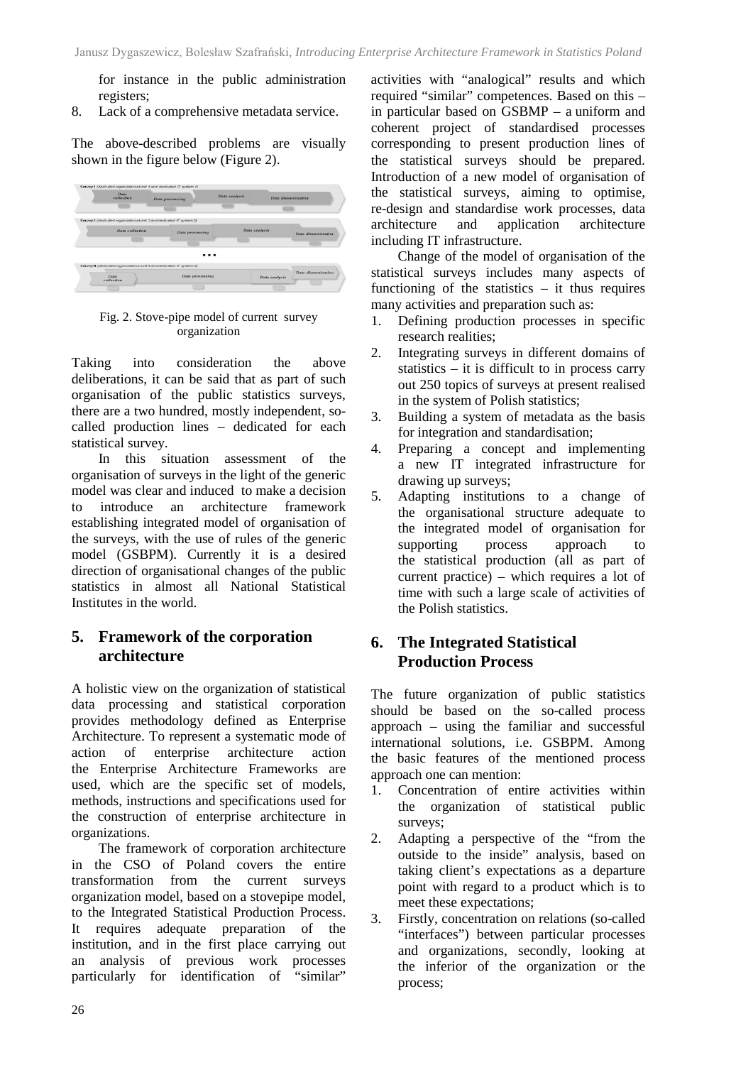for instance in the public administration registers;

8. Lack of a comprehensive metadata service.

The above-described problems are visually shown in the figure below (Figure 2).

Fig. 2. Stove-pipe model of current survey organization

Taking into consideration the above deliberations, it can be said that as part of such organisation of the public statistics surveys, there are a two hundred, mostly independent, so-called production lines – dedicated for each statistical survey.

In this situation assessment of the organisation of surveys in the light of the generic model was clear and induced to make a decision to introduce an architecture framework establishing integrated model of organisation of the surveys, with the use of rules of the generic model (GSBPM). Currently it is a desired direction of organisational changes of the public statistics in almost all National Statistical Institutes in the world.

## 5. Framework of the corporation architecture

A holistic view on the organization of statistical data processing and statistical corporation provides methodology defined as Enterprise Architecture. To represent a systematic mode of action of enterprise architecture action the Enterprise Architecture Frameworks are used, which are the specific set of models, methods, instructions and specifications used for the construction of enterprise architecture in organizations.

The framework of corporation architecture in the CSO of Poland covers the entire transformation from the current surveys organization model, based on a stovepipe model, to the Integrated Statistical Production Process. It requires adequate preparation of the institution, and in the first place carrying out an analysis of previous work processes particularly for identification of "similar" activities with "analogical" results and which required "similar" competences. Based on this – in particular based on GSBMP – a uniform and coherent project of standardised processes corresponding to present production lines of the statistical surveys should be prepared. Introduction of a new model of organisation of the statistical surveys, aiming to optimise, re-design and standardise work processes, data architecture and application architecture including IT infrastructure.

Change of the model of organisation of the statistical surveys includes many aspects of functioning of the statistics – it thus requires many activities and preparation such as:

1. Defining production processes in specific research realities;
2. Integrating surveys in different domains of statistics – it is difficult to in process carry out 250 topics of surveys at present realised in the system of Polish statistics;
3. Building a system of metadata as the basis for integration and standardisation;
4. Preparing a concept and implementing a new IT integrated infrastructure for drawing up surveys;
5. Adapting institutions to a change of the organisational structure adequate to the integrated model of organisation for supporting process approach to the statistical production (all as part of current practice) – which requires a lot of time with such a large scale of activities of the Polish statistics.

## 6. The Integrated Statistical Production Process

The future organization of public statistics should be based on the so-called process approach – using the familiar and successful international solutions, i.e. GSBPM. Among the basic features of the mentioned process approach one can mention:

1. Concentration of entire activities within the organization of statistical public surveys;
2. Adapting a perspective of the "from the outside to the inside" analysis, based on taking client's expectations as a departure point with regard to a product which is to meet these expectations;
3. Firstly, concentration on relations (so-called "interfaces") between particular processes and organizations, secondly, looking at the inferior of the organization or the process;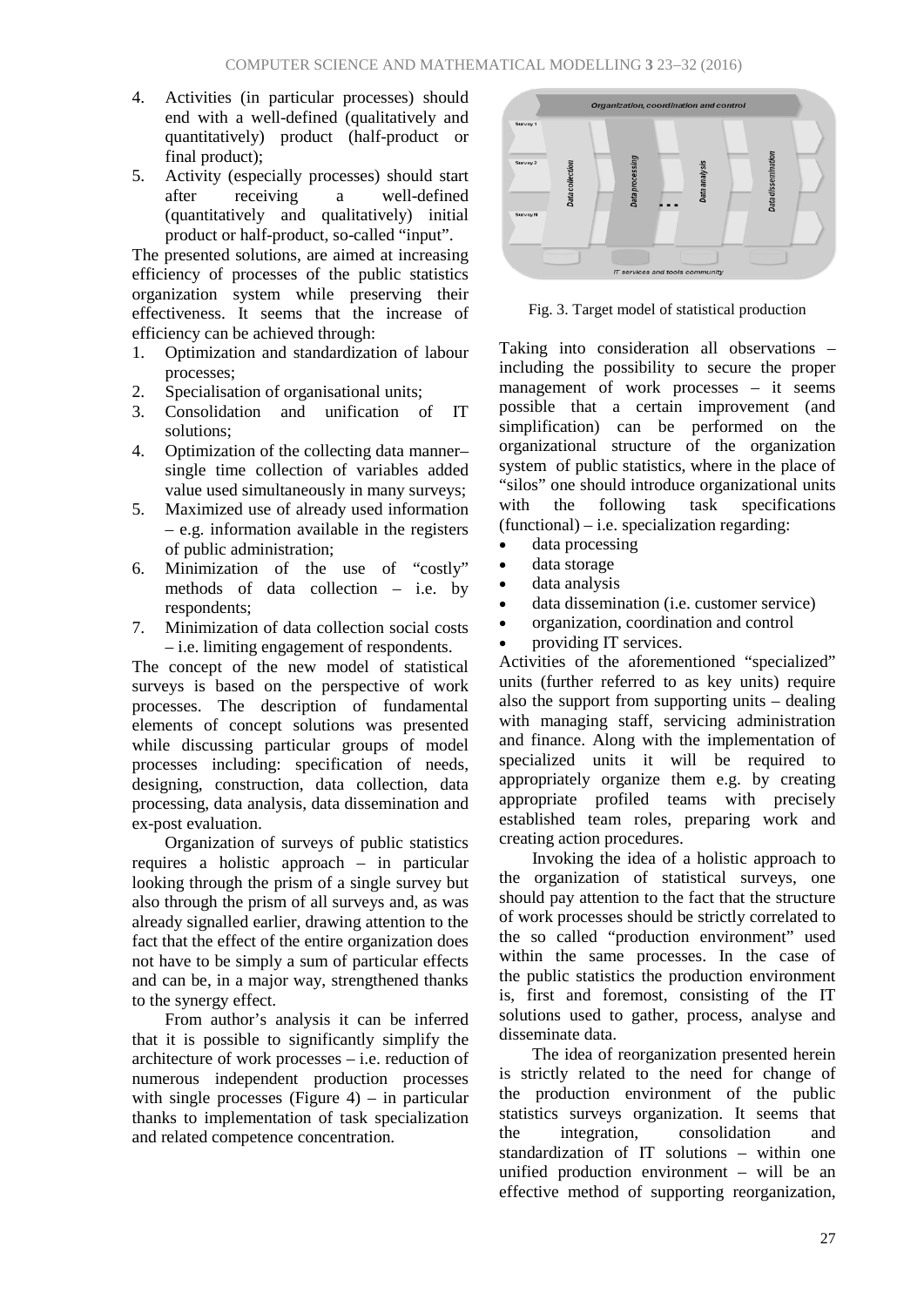4. Activities (in particular processes) should end with a well-defined (qualitatively and quantitatively) product (half-product or final product);
5. Activity (especially processes) should start after receiving a well-defined (quantitatively and qualitatively) initial product or half-product, so-called “input”.

The presented solutions, are aimed at increasing efficiency of processes of the public statistics organization system while preserving their effectiveness. It seems that the increase of efficiency can be achieved through:

1. Optimization and standardization of labour processes;
2. Specialisation of organisational units;
3. Consolidation and unification of IT solutions;
4. Optimization of the collecting data manner– single time collection of variables added value used simultaneously in many surveys;
5. Maximized use of already used information – e.g. information available in the registers of public administration;
6. Minimization of the use of “costly” methods of data collection – i.e. by respondents;
7. Minimization of data collection social costs – i.e. limiting engagement of respondents.

The concept of the new model of statistical surveys is based on the perspective of work processes. The description of fundamental elements of concept solutions was presented while discussing particular groups of model processes including: specification of needs, designing, construction, data collection, data processing, data analysis, data dissemination and ex-post evaluation.

Organization of surveys of public statistics requires a holistic approach – in particular looking through the prism of a single survey but also through the prism of all surveys and, as was already signalled earlier, drawing attention to the fact that the effect of the entire organization does not have to be simply a sum of particular effects and can be, in a major way, strengthened thanks to the synergy effect.

From author’s analysis it can be inferred that it is possible to significantly simplify the architecture of work processes – i.e. reduction of numerous independent production processes with single processes (Figure 4) – in particular thanks to implementation of task specialization and related competence concentration.

Fig. 3. Target model of statistical production

Taking into consideration all observations – including the possibility to secure the proper management of work processes – it seems possible that a certain improvement (and simplification) can be performed on the organizational structure of the organization system of public statistics, where in the place of “silos” one should introduce organizational units with the following task specifications (functional) – i.e. specialization regarding:

- data processing
- data storage
- data analysis
- data dissemination (i.e. customer service)
- organization, coordination and control
- providing IT services.

Activities of the aforementioned “specialized” units (further referred to as key units) require also the support from supporting units – dealing with managing staff, servicing administration and finance. Along with the implementation of specialized units it will be required to appropriately organize them e.g. by creating appropriate profiled teams with precisely established team roles, preparing work and creating action procedures.

Invoking the idea of a holistic approach to the organization of statistical surveys, one should pay attention to the fact that the structure of work processes should be strictly correlated to the so called “production environment” used within the same processes. In the case of the public statistics the production environment is, first and foremost, consisting of the IT solutions used to gather, process, analyse and disseminate data.

The idea of reorganization presented herein is strictly related to the need for change of the production environment of the public statistics surveys organization. It seems that the integration, consolidation and standardization of IT solutions – within one unified production environment – will be an effective method of supporting reorganization,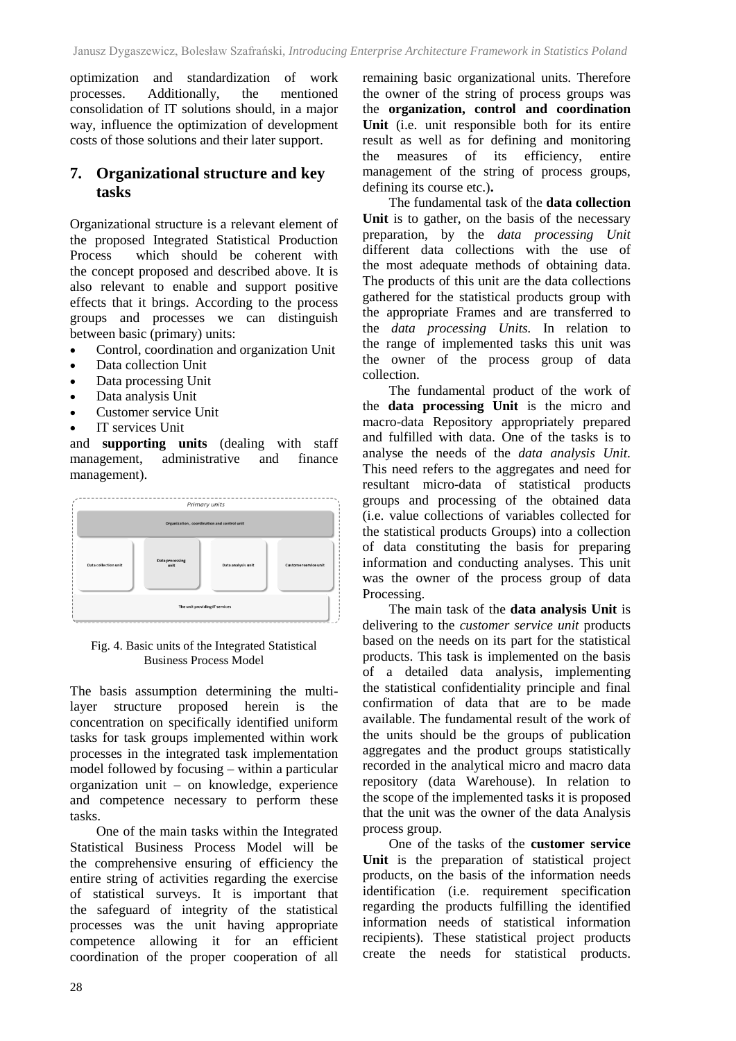optimization and standardization of work processes. Additionally, the mentioned consolidation of IT solutions should, in a major way, influence the optimization of development costs of those solutions and their later support.

## 7. Organizational structure and key tasks

Organizational structure is a relevant element of the proposed Integrated Statistical Production Process which should be coherent with the concept proposed and described above. It is also relevant to enable and support positive effects that it brings. According to the process groups and processes we can distinguish between basic (primary) units:

- Control, coordination and organization Unit
- Data collection Unit
- Data processing Unit
- Data analysis Unit
- Customer service Unit
- IT services Unit

and **supporting units** (dealing with staff management, administrative and finance management).

Fig. 4. Basic units of the Integrated Statistical Business Process Model

The basis assumption determining the multi-layer structure proposed herein is the concentration on specifically identified uniform tasks for task groups implemented within work processes in the integrated task implementation model followed by focusing – within a particular organization unit – on knowledge, experience and competence necessary to perform these tasks.

One of the main tasks within the Integrated Statistical Business Process Model will be the comprehensive ensuring of efficiency the entire string of activities regarding the exercise of statistical surveys. It is important that the safeguard of integrity of the statistical processes was the unit having appropriate competence allowing it for an efficient coordination of the proper cooperation of all remaining basic organizational units. Therefore the owner of the string of process groups was the **organization, control and coordination Unit** (i.e. unit responsible both for its entire result as well as for defining and monitoring the measures of its efficiency, entire management of the string of process groups, defining its course etc.)**.**

The fundamental task of the **data collection Unit** is to gather, on the basis of the necessary preparation, by the *data processing Unit* different data collections with the use of the most adequate methods of obtaining data. The products of this unit are the data collections gathered for the statistical products group with the appropriate Frames and are transferred to the *data processing Units.* In relation to the range of implemented tasks this unit was the owner of the process group of data collection.

The fundamental product of the work of the **data processing Unit** is the micro and macro-data Repository appropriately prepared and fulfilled with data. One of the tasks is to analyse the needs of the *data analysis Unit.* This need refers to the aggregates and need for resultant micro-data of statistical products groups and processing of the obtained data (i.e. value collections of variables collected for the statistical products Groups) into a collection of data constituting the basis for preparing information and conducting analyses. This unit was the owner of the process group of data Processing.

The main task of the **data analysis Unit** is delivering to the *customer service unit* products based on the needs on its part for the statistical products. This task is implemented on the basis of a detailed data analysis, implementing the statistical confidentiality principle and final confirmation of data that are to be made available. The fundamental result of the work of the units should be the groups of publication aggregates and the product groups statistically recorded in the analytical micro and macro data repository (data Warehouse). In relation to the scope of the implemented tasks it is proposed that the unit was the owner of the data Analysis process group.

One of the tasks of the **customer service Unit** is the preparation of statistical project products, on the basis of the information needs identification (i.e. requirement specification regarding the products fulfilling the identified information needs of statistical information recipients). These statistical project products create the needs for statistical products.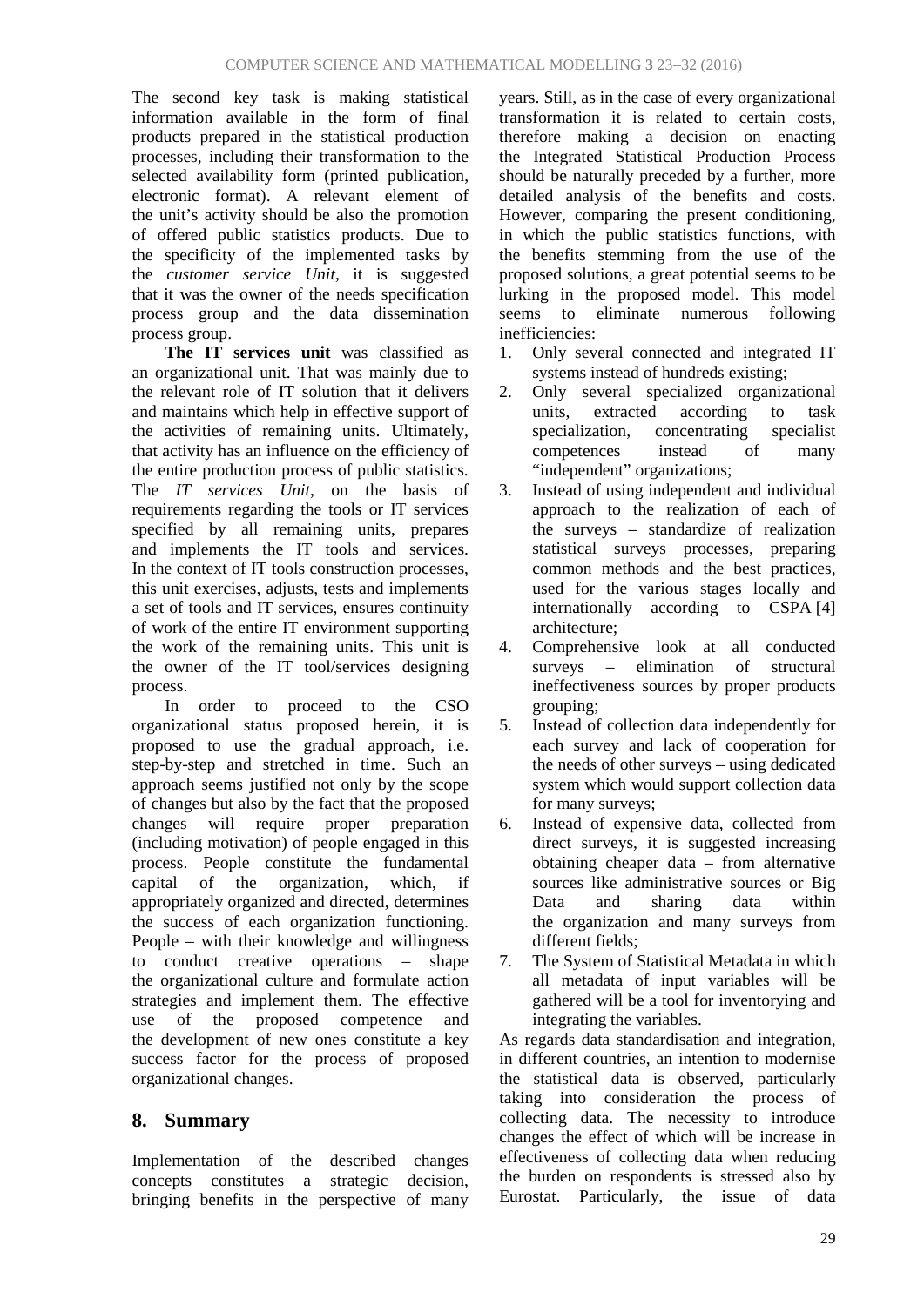The second key task is making statistical information available in the form of final products prepared in the statistical production processes, including their transformation to the selected availability form (printed publication, electronic format). A relevant element of the unit's activity should be also the promotion of offered public statistics products. Due to the specificity of the implemented tasks by the *customer service Unit*, it is suggested that it was the owner of the needs specification process group and the data dissemination process group.

**The IT services unit** was classified as an organizational unit. That was mainly due to the relevant role of IT solution that it delivers and maintains which help in effective support of the activities of remaining units. Ultimately, that activity has an influence on the efficiency of the entire production process of public statistics. The *IT services Unit*, on the basis of requirements regarding the tools or IT services specified by all remaining units, prepares and implements the IT tools and services. In the context of IT tools construction processes, this unit exercises, adjusts, tests and implements a set of tools and IT services, ensures continuity of work of the entire IT environment supporting the work of the remaining units. This unit is the owner of the IT tool/services designing process.

In order to proceed to the CSO organizational status proposed herein, it is proposed to use the gradual approach, i.e. step-by-step and stretched in time. Such an approach seems justified not only by the scope of changes but also by the fact that the proposed changes will require proper preparation (including motivation) of people engaged in this process. People constitute the fundamental capital of the organization, which, if appropriately organized and directed, determines the success of each organization functioning. People – with their knowledge and willingness to conduct creative operations – shape the organizational culture and formulate action strategies and implement them. The effective use of the proposed competence and the development of new ones constitute a key success factor for the process of proposed organizational changes.

## 8. Summary

Implementation of the described changes concepts constitutes a strategic decision, bringing benefits in the perspective of many years. Still, as in the case of every organizational transformation it is related to certain costs, therefore making a decision on enacting the Integrated Statistical Production Process should be naturally preceded by a further, more detailed analysis of the benefits and costs. However, comparing the present conditioning, in which the public statistics functions, with the benefits stemming from the use of the proposed solutions, a great potential seems to be lurking in the proposed model. This model seems to eliminate numerous following inefficiencies:

1. Only several connected and integrated IT systems instead of hundreds existing;
2. Only several specialized organizational units, extracted according to task specialization, concentrating specialist competences instead of many "independent" organizations;
3. Instead of using independent and individual approach to the realization of each of the surveys – standardize of realization statistical surveys processes, preparing common methods and the best practices, used for the various stages locally and internationally according to CSPA [4] architecture;
4. Comprehensive look at all conducted surveys – elimination of structural ineffectiveness sources by proper products grouping;
5. Instead of collection data independently for each survey and lack of cooperation for the needs of other surveys – using dedicated system which would support collection data for many surveys;
6. Instead of expensive data, collected from direct surveys, it is suggested increasing obtaining cheaper data – from alternative sources like administrative sources or Big Data and sharing data within the organization and many surveys from different fields;
7. The System of Statistical Metadata in which all metadata of input variables will be gathered will be a tool for inventorying and integrating the variables.

As regards data standardisation and integration, in different countries, an intention to modernise the statistical data is observed, particularly taking into consideration the process of collecting data. The necessity to introduce changes the effect of which will be increase in effectiveness of collecting data when reducing the burden on respondents is stressed also by Eurostat. Particularly, the issue of data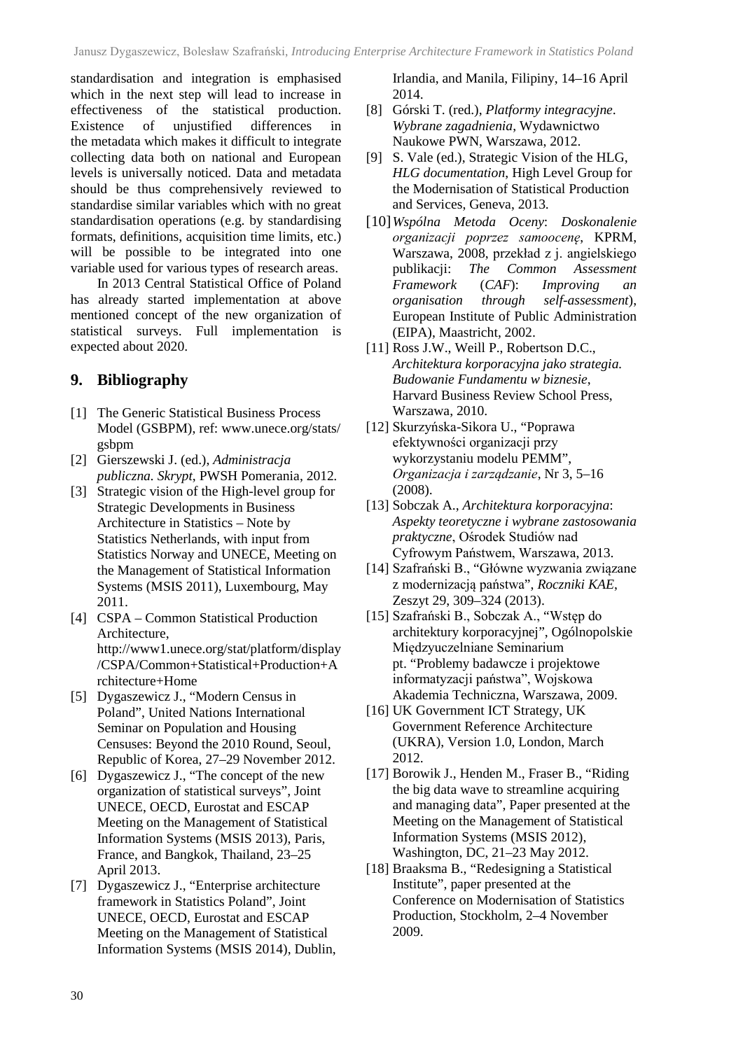standardisation and integration is emphasised which in the next step will lead to increase in effectiveness of the statistical production. Existence of unjustified differences in the metadata which makes it difficult to integrate collecting data both on national and European levels is universally noticed. Data and metadata should be thus comprehensively reviewed to standardise similar variables which with no great standardisation operations (e.g. by standardising formats, definitions, acquisition time limits, etc.) will be possible to be integrated into one variable used for various types of research areas.

In 2013 Central Statistical Office of Poland has already started implementation at above mentioned concept of the new organization of statistical surveys. Full implementation is expected about 2020.

## 9. Bibliography

[1] The Generic Statistical Business Process Model (GSBPM), ref: www.unece.org/stats/gsbpm

[2] Gierszewski J. (ed.), *Administracja publiczna. Skrypt*, PWSH Pomerania, 2012.

[3] Strategic vision of the High-level group for Strategic Developments in Business Architecture in Statistics – Note by Statistics Netherlands, with input from Statistics Norway and UNECE, Meeting on the Management of Statistical Information Systems (MSIS 2011), Luxembourg, May 2011.

[4] CSPA – Common Statistical Production Architecture, http://www1.unece.org/stat/platform/display/CSPA/Common+Statistical+Production+Architecture+Home

[5] Dygaszewicz J., "Modern Census in Poland", United Nations International Seminar on Population and Housing Censuses: Beyond the 2010 Round, Seoul, Republic of Korea, 27–29 November 2012.

[6] Dygaszewicz J., "The concept of the new organization of statistical surveys", Joint UNECE, OECD, Eurostat and ESCAP Meeting on the Management of Statistical Information Systems (MSIS 2013), Paris, France, and Bangkok, Thailand, 23–25 April 2013.

[7] Dygaszewicz J., "Enterprise architecture framework in Statistics Poland", Joint UNECE, OECD, Eurostat and ESCAP Meeting on the Management of Statistical Information Systems (MSIS 2014), Dublin, Irlandia, and Manila, Filipiny, 14–16 April 2014.

[8] Górski T. (red.), *Platformy integracyjne. Wybrane zagadnienia*, Wydawnictwo Naukowe PWN, Warszawa, 2012.

[9] S. Vale (ed.), Strategic Vision of the HLG, *HLG documentation*, High Level Group for the Modernisation of Statistical Production and Services, Geneva, 2013.

[10] *Wspólna Metoda Oceny*: *Doskonalenie organizacji poprzez samoocenę*, KPRM, Warszawa, 2008, przekład z j. angielskiego publikacji: *The Common Assessment Framework* (*CAF*): *Improving an organisation through self-assessment*), European Institute of Public Administration (EIPA), Maastricht, 2002.

[11] Ross J.W., Weill P., Robertson D.C., *Architektura korporacyjna jako strategia. Budowanie Fundamentu w biznesie*, Harvard Business Review School Press, Warszawa, 2010.

[12] Skurzyńska-Sikora U., "Poprawa efektywności organizacji przy wykorzystaniu modelu PEMM", *Organizacja i zarządzanie*, Nr 3, 5–16 (2008).

[13] Sobczak A., *Architektura korporacyjna*: *Aspekty teoretyczne i wybrane zastosowania praktyczne*, Ośrodek Studiów nad Cyfrowym Państwem, Warszawa, 2013.

[14] Szafrański B., "Główne wyzwania związane z modernizacją państwa", *Roczniki KAE*, Zeszyt 29, 309–324 (2013).

[15] Szafrański B., Sobczak A., "Wstęp do architektury korporacyjnej", Ogólnopolskie Międzyuczelniane Seminarium pt. "Problemy badawcze i projektowe informatyzacji państwa", Wojskowa Akademia Techniczna, Warszawa, 2009.

[16] UK Government ICT Strategy, UK Government Reference Architecture (UKRA), Version 1.0, London, March 2012.

[17] Borowik J., Henden M., Fraser B., "Riding the big data wave to streamline acquiring and managing data", Paper presented at the Meeting on the Management of Statistical Information Systems (MSIS 2012), Washington, DC, 21–23 May 2012.

[18] Braaksma B., "Redesigning a Statistical Institute", paper presented at the Conference on Modernisation of Statistics Production, Stockholm, 2–4 November 2009.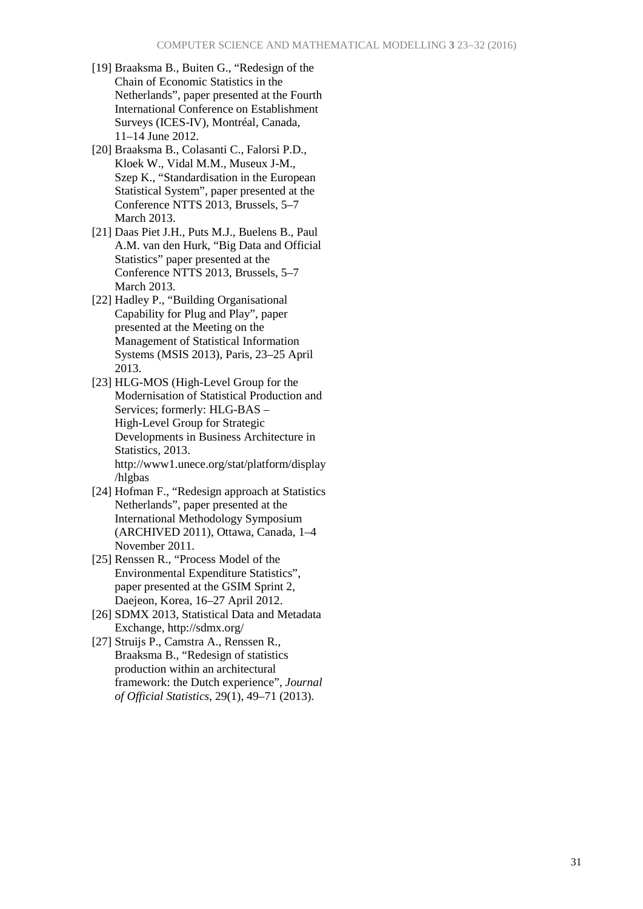[19] Braaksma B., Buiten G., "Redesign of the Chain of Economic Statistics in the Netherlands", paper presented at the Fourth International Conference on Establishment Surveys (ICES-IV), Montréal, Canada, 11–14 June 2012.

[20] Braaksma B., Colasanti C., Falorsi P.D., Kloek W., Vidal M.M., Museux J-M., Szep K., "Standardisation in the European Statistical System", paper presented at the Conference NTTS 2013, Brussels, 5–7 March 2013.

[21] Daas Piet J.H., Puts M.J., Buelens B., Paul A.M. van den Hurk, "Big Data and Official Statistics" paper presented at the Conference NTTS 2013, Brussels, 5–7 March 2013.

[22] Hadley P., "Building Organisational Capability for Plug and Play", paper presented at the Meeting on the Management of Statistical Information Systems (MSIS 2013), Paris, 23–25 April 2013.

[23] HLG-MOS (High-Level Group for the Modernisation of Statistical Production and Services; formerly: HLG-BAS – High-Level Group for Strategic Developments in Business Architecture in Statistics, 2013. http://www1.unece.org/stat/platform/display/hlgbas

[24] Hofman F., "Redesign approach at Statistics Netherlands", paper presented at the International Methodology Symposium (ARCHIVED 2011), Ottawa, Canada, 1–4 November 2011.

[25] Renssen R., "Process Model of the Environmental Expenditure Statistics", paper presented at the GSIM Sprint 2, Daejeon, Korea, 16–27 April 2012.

[26] SDMX 2013, Statistical Data and Metadata Exchange, http://sdmx.org/

[27] Struijs P., Camstra A., Renssen R., Braaksma B., "Redesign of statistics production within an architectural framework: the Dutch experience", *Journal of Official Statistics*, 29(1), 49–71 (2013).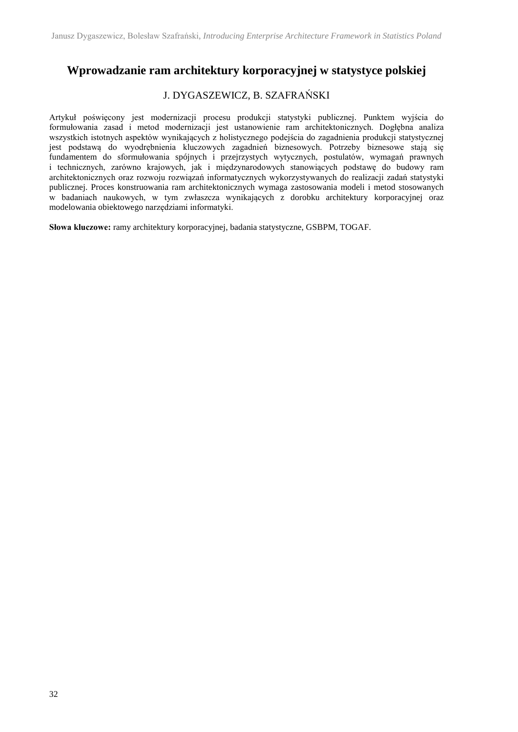# Wprowadzanie ram architektury korporacyjnej w statystyce polskiej

J. DYGASZEWICZ, B. SZAFRAŃSKI

Artykuł poświęcony jest modernizacji procesu produkcji statystyki publicznej. Punktem wyjścia do formułowania zasad i metod modernizacji jest ustanowienie ram architektonicznych. Dogłębna analiza wszystkich istotnych aspektów wynikających z holistycznego podejścia do zagadnienia produkcji statystycznej jest podstawą do wyodrębnienia kluczowych zagadnień biznesowych. Potrzeby biznesowe stają się fundamentem do sformułowania spójnych i przejrzystych wytycznych, postulatów, wymagań prawnych i technicznych, zarówno krajowych, jak i międzynarodowych stanowiących podstawę do budowy ram architektonicznych oraz rozwoju rozwiązań informatycznych wykorzystywanych do realizacji zadań statystyki publicznej. Proces konstruowania ram architektonicznych wymaga zastosowania modeli i metod stosowanych w badaniach naukowych, w tym zwłaszcza wynikających z dorobku architektury korporacyjnej oraz modelowania obiektowego narzędziami informatyki.

**Słowa kluczowe:** ramy architektury korporacyjnej, badania statystyczne, GSBPM, TOGAF.